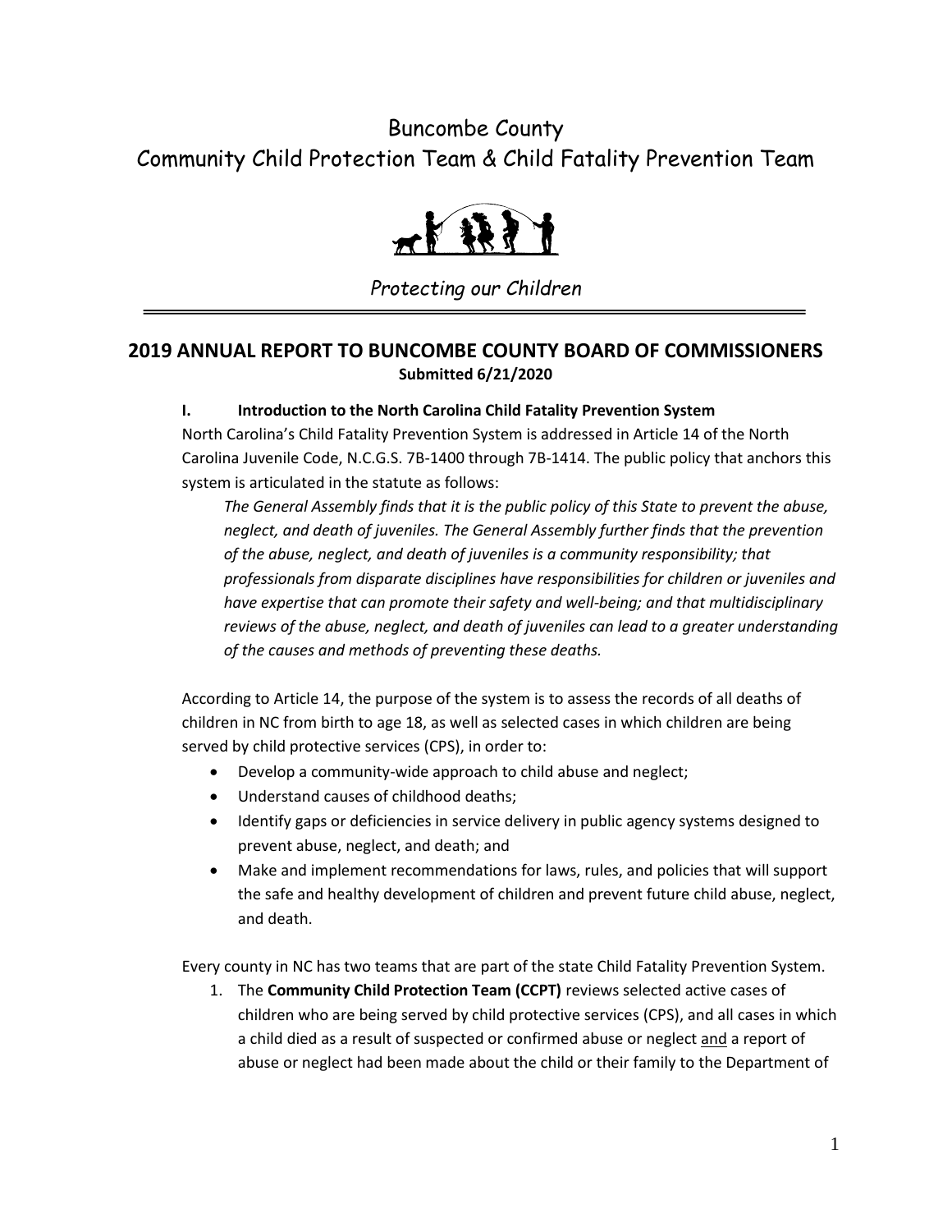# Buncombe County
# Community Child Protection Team & Child Fatality Prevention Team

*Protecting our Children*

---

## 2019 ANNUAL REPORT TO BUNCOMBE COUNTY BOARD OF COMMISSIONERS

**Submitted 6/21/2020**

### I. Introduction to the North Carolina Child Fatality Prevention System

North Carolina's Child Fatality Prevention System is addressed in Article 14 of the North Carolina Juvenile Code, N.C.G.S. 7B-1400 through 7B-1414. The public policy that anchors this system is articulated in the statute as follows:

> *The General Assembly finds that it is the public policy of this State to prevent the abuse, neglect, and death of juveniles. The General Assembly further finds that the prevention of the abuse, neglect, and death of juveniles is a community responsibility; that professionals from disparate disciplines have responsibilities for children or juveniles and have expertise that can promote their safety and well-being; and that multidisciplinary reviews of the abuse, neglect, and death of juveniles can lead to a greater understanding of the causes and methods of preventing these deaths.*

According to Article 14, the purpose of the system is to assess the records of all deaths of children in NC from birth to age 18, as well as selected cases in which children are being served by child protective services (CPS), in order to:

- Develop a community-wide approach to child abuse and neglect;
- Understand causes of childhood deaths;
- Identify gaps or deficiencies in service delivery in public agency systems designed to prevent abuse, neglect, and death; and
- Make and implement recommendations for laws, rules, and policies that will support the safe and healthy development of children and prevent future child abuse, neglect, and death.

Every county in NC has two teams that are part of the state Child Fatality Prevention System.

1. The **Community Child Protection Team (CCPT)** reviews selected active cases of children who are being served by child protective services (CPS), and all cases in which a child died as a result of suspected or confirmed abuse or neglect and a report of abuse or neglect had been made about the child or their family to the Department of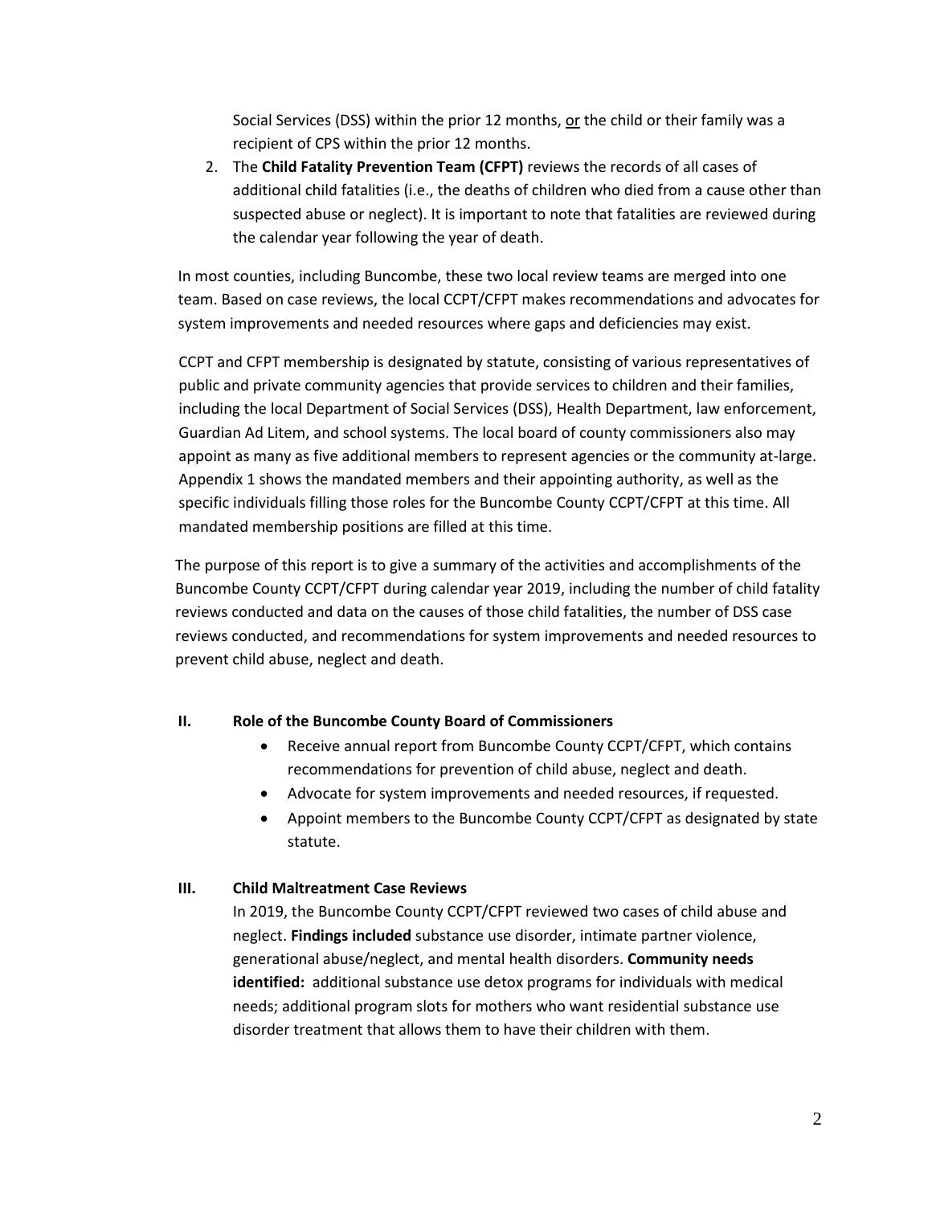Social Services (DSS) within the prior 12 months, <u>or</u> the child or their family was a recipient of CPS within the prior 12 months.

2. The **Child Fatality Prevention Team (CFPT)** reviews the records of all cases of additional child fatalities (i.e., the deaths of children who died from a cause other than suspected abuse or neglect). It is important to note that fatalities are reviewed during the calendar year following the year of death.

In most counties, including Buncombe, these two local review teams are merged into one team. Based on case reviews, the local CCPT/CFPT makes recommendations and advocates for system improvements and needed resources where gaps and deficiencies may exist.

CCPT and CFPT membership is designated by statute, consisting of various representatives of public and private community agencies that provide services to children and their families, including the local Department of Social Services (DSS), Health Department, law enforcement, Guardian Ad Litem, and school systems. The local board of county commissioners also may appoint as many as five additional members to represent agencies or the community at-large. Appendix 1 shows the mandated members and their appointing authority, as well as the specific individuals filling those roles for the Buncombe County CCPT/CFPT at this time. All mandated membership positions are filled at this time.

The purpose of this report is to give a summary of the activities and accomplishments of the Buncombe County CCPT/CFPT during calendar year 2019, including the number of child fatality reviews conducted and data on the causes of those child fatalities, the number of DSS case reviews conducted, and recommendations for system improvements and needed resources to prevent child abuse, neglect and death.

## II. Role of the Buncombe County Board of Commissioners

- Receive annual report from Buncombe County CCPT/CFPT, which contains recommendations for prevention of child abuse, neglect and death.
- Advocate for system improvements and needed resources, if requested.
- Appoint members to the Buncombe County CCPT/CFPT as designated by state statute.

## III. Child Maltreatment Case Reviews

In 2019, the Buncombe County CCPT/CFPT reviewed two cases of child abuse and neglect. **Findings included** substance use disorder, intimate partner violence, generational abuse/neglect, and mental health disorders. **Community needs identified:** additional substance use detox programs for individuals with medical needs; additional program slots for mothers who want residential substance use disorder treatment that allows them to have their children with them.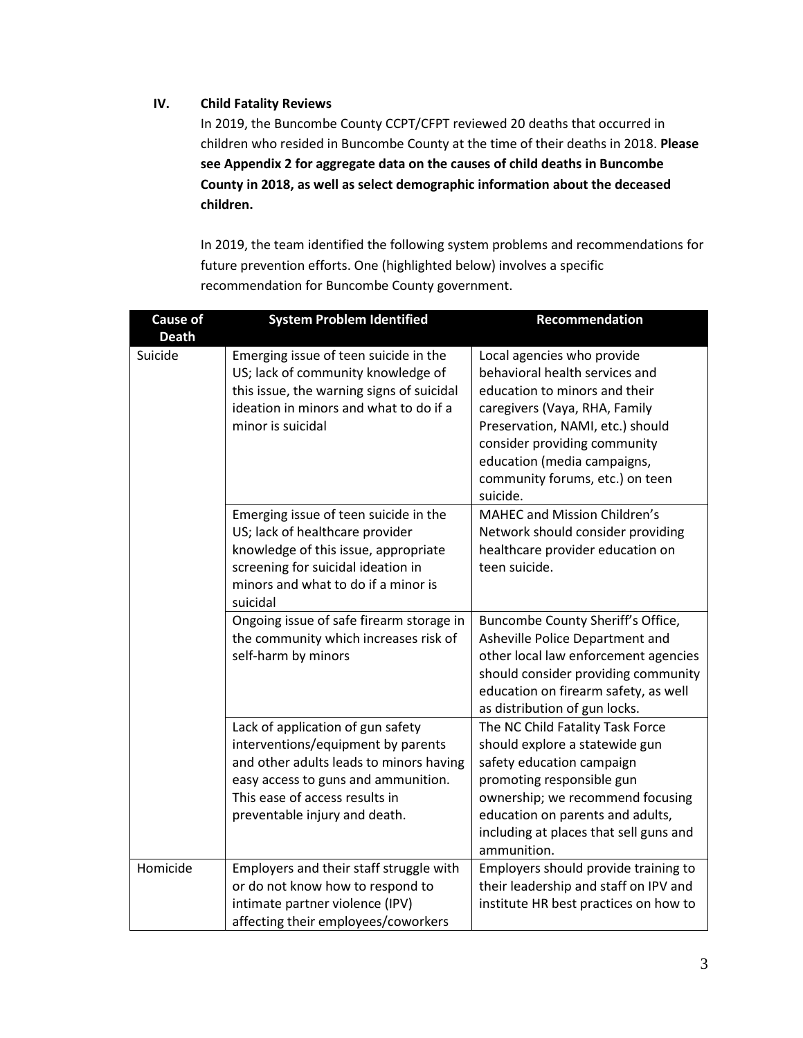## IV. Child Fatality Reviews

In 2019, the Buncombe County CCPT/CFPT reviewed 20 deaths that occurred in children who resided in Buncombe County at the time of their deaths in 2018. **Please see Appendix 2 for aggregate data on the causes of child deaths in Buncombe County in 2018, as well as select demographic information about the deceased children.**

In 2019, the team identified the following system problems and recommendations for future prevention efforts. One (highlighted below) involves a specific recommendation for Buncombe County government.

| Cause of Death | System Problem Identified | Recommendation |
|---|---|---|
| Suicide | Emerging issue of teen suicide in the US; lack of community knowledge of this issue, the warning signs of suicidal ideation in minors and what to do if a minor is suicidal | Local agencies who provide behavioral health services and education to minors and their caregivers (Vaya, RHA, Family Preservation, NAMI, etc.) should consider providing community education (media campaigns, community forums, etc.) on teen suicide. |
| | Emerging issue of teen suicide in the US; lack of healthcare provider knowledge of this issue, appropriate screening for suicidal ideation in minors and what to do if a minor is suicidal | MAHEC and Mission Children's Network should consider providing healthcare provider education on teen suicide. |
| | Ongoing issue of safe firearm storage in the community which increases risk of self-harm by minors | Buncombe County Sheriff's Office, Asheville Police Department and other local law enforcement agencies should consider providing community education on firearm safety, as well as distribution of gun locks. |
| | Lack of application of gun safety interventions/equipment by parents and other adults leads to minors having easy access to guns and ammunition. This ease of access results in preventable injury and death. | The NC Child Fatality Task Force should explore a statewide gun safety education campaign promoting responsible gun ownership; we recommend focusing education on parents and adults, including at places that sell guns and ammunition. |
| Homicide | Employers and their staff struggle with or do not know how to respond to intimate partner violence (IPV) affecting their employees/coworkers | Employers should provide training to their leadership and staff on IPV and institute HR best practices on how to |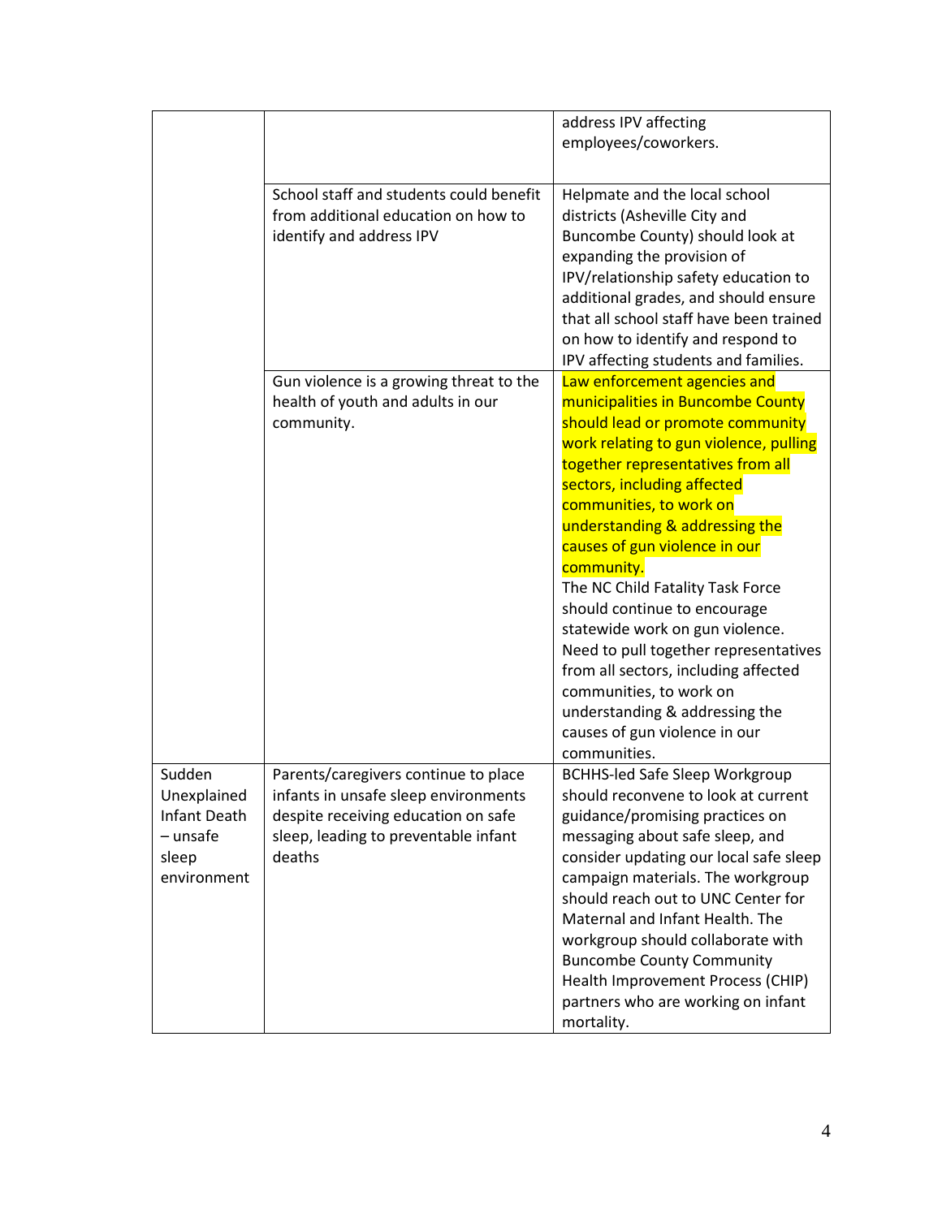| | | |
|---|---|---|
| | | address IPV affecting employees/coworkers. |
| | School staff and students could benefit from additional education on how to identify and address IPV | Helpmate and the local school districts (Asheville City and Buncombe County) should look at expanding the provision of IPV/relationship safety education to additional grades, and should ensure that all school staff have been trained on how to identify and respond to IPV affecting students and families. |
| | Gun violence is a growing threat to the health of youth and adults in our community. | Law enforcement agencies and municipalities in Buncombe County should lead or promote community work relating to gun violence, pulling together representatives from all sectors, including affected communities, to work on understanding & addressing the causes of gun violence in our community. The NC Child Fatality Task Force should continue to encourage statewide work on gun violence. Need to pull together representatives from all sectors, including affected communities, to work on understanding & addressing the causes of gun violence in our communities. |
| Sudden Unexplained Infant Death – unsafe sleep environment | Parents/caregivers continue to place infants in unsafe sleep environments despite receiving education on safe sleep, leading to preventable infant deaths | BCHHS-led Safe Sleep Workgroup should reconvene to look at current guidance/promising practices on messaging about safe sleep, and consider updating our local safe sleep campaign materials. The workgroup should reach out to UNC Center for Maternal and Infant Health. The workgroup should collaborate with Buncombe County Community Health Improvement Process (CHIP) partners who are working on infant mortality. |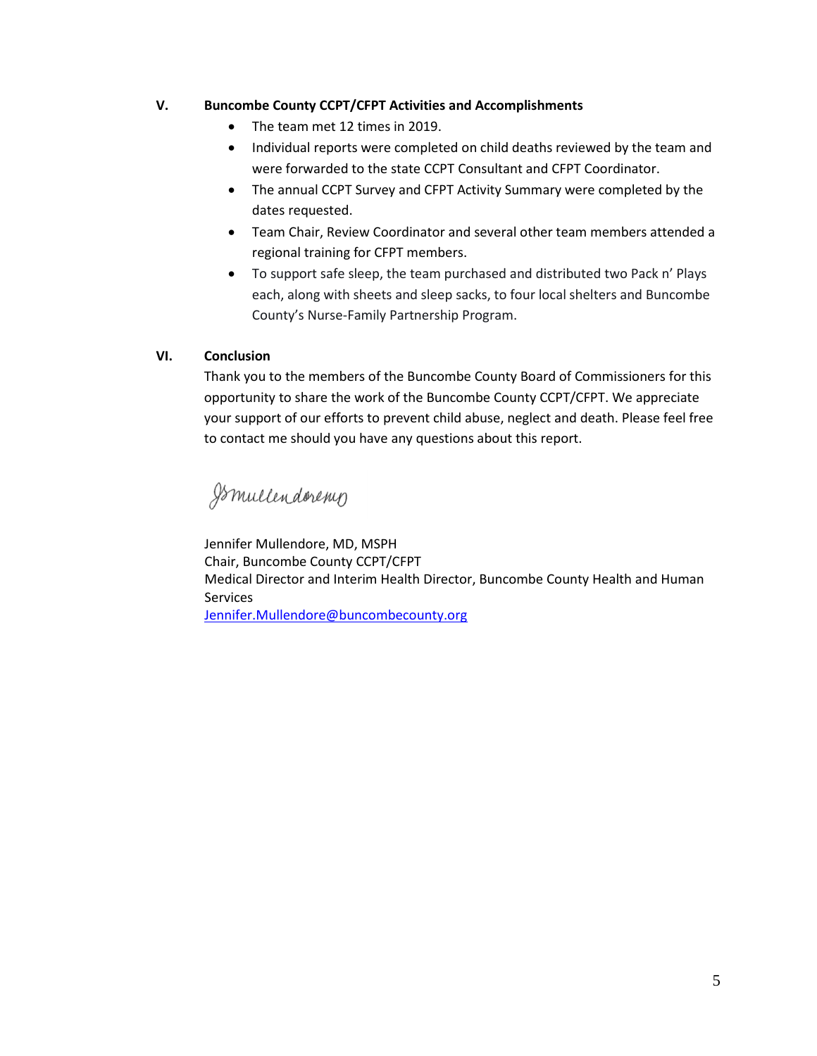## V. Buncombe County CCPT/CFPT Activities and Accomplishments

- The team met 12 times in 2019.
- Individual reports were completed on child deaths reviewed by the team and were forwarded to the state CCPT Consultant and CFPT Coordinator.
- The annual CCPT Survey and CFPT Activity Summary were completed by the dates requested.
- Team Chair, Review Coordinator and several other team members attended a regional training for CFPT members.
- To support safe sleep, the team purchased and distributed two Pack n' Plays each, along with sheets and sleep sacks, to four local shelters and Buncombe County's Nurse-Family Partnership Program.

## VI. Conclusion

Thank you to the members of the Buncombe County Board of Commissioners for this opportunity to share the work of the Buncombe County CCPT/CFPT. We appreciate your support of our efforts to prevent child abuse, neglect and death. Please feel free to contact me should you have any questions about this report.

JMullendore

Jennifer Mullendore, MD, MSPH
Chair, Buncombe County CCPT/CFPT
Medical Director and Interim Health Director, Buncombe County Health and Human Services
Jennifer.Mullendore@buncombecounty.org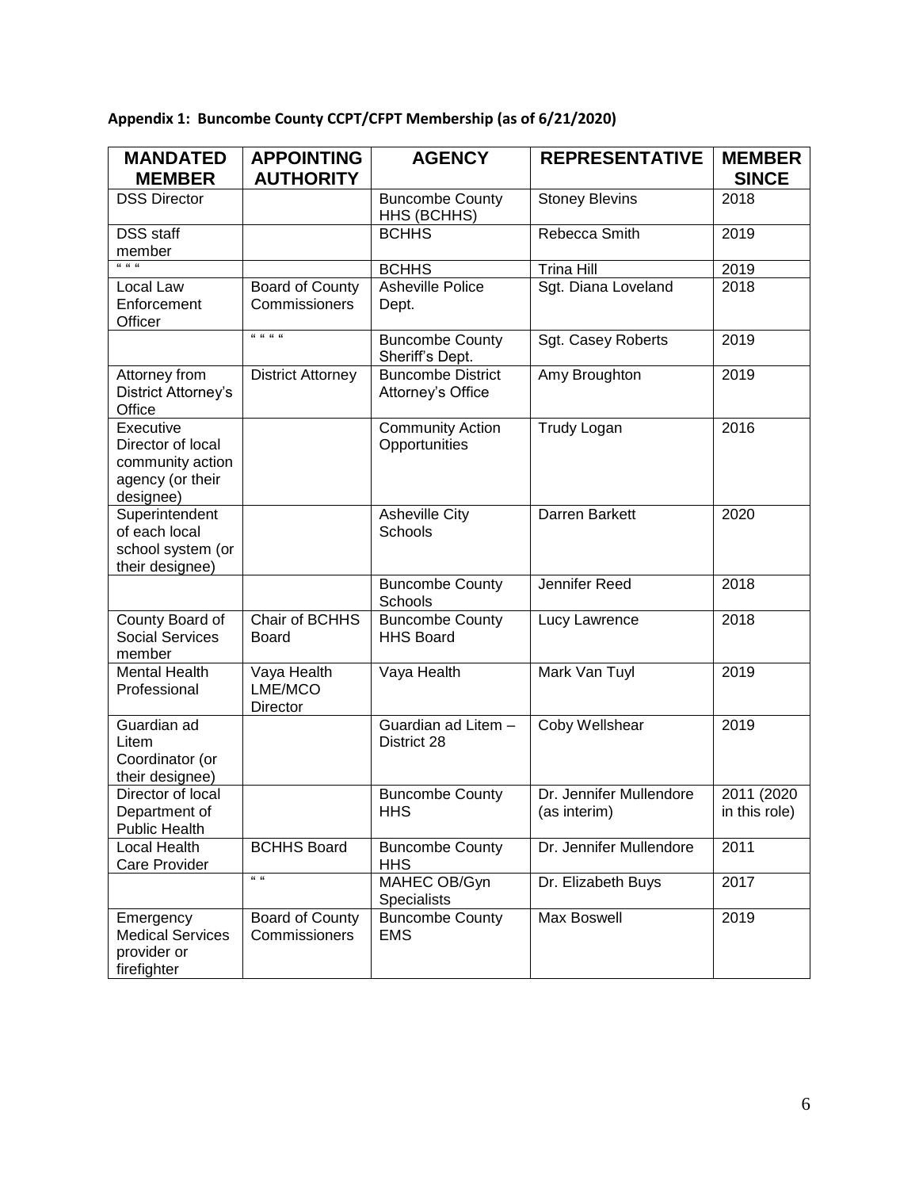**Appendix 1: Buncombe County CCPT/CFPT Membership (as of 6/21/2020)**

| MANDATED MEMBER | APPOINTING AUTHORITY | AGENCY | REPRESENTATIVE | MEMBER SINCE |
|---|---|---|---|---|
| DSS Director | | Buncombe County HHS (BCHHS) | Stoney Blevins | 2018 |
| DSS staff member | | BCHHS | Rebecca Smith | 2019 |
| " " " | | BCHHS | Trina Hill | 2019 |
| Local Law Enforcement Officer | Board of County Commissioners | Asheville Police Dept. | Sgt. Diana Loveland | 2018 |
| | " " " " | Buncombe County Sheriff's Dept. | Sgt. Casey Roberts | 2019 |
| Attorney from District Attorney's Office | District Attorney | Buncombe District Attorney's Office | Amy Broughton | 2019 |
| Executive Director of local community action agency (or their designee) | | Community Action Opportunities | Trudy Logan | 2016 |
| Superintendent of each local school system (or their designee) | | Asheville City Schools | Darren Barkett | 2020 |
| | | Buncombe County Schools | Jennifer Reed | 2018 |
| County Board of Social Services member | Chair of BCHHS Board | Buncombe County HHS Board | Lucy Lawrence | 2018 |
| Mental Health Professional | Vaya Health LME/MCO Director | Vaya Health | Mark Van Tuyl | 2019 |
| Guardian ad Litem Coordinator (or their designee) | | Guardian ad Litem – District 28 | Coby Wellshear | 2019 |
| Director of local Department of Public Health | | Buncombe County HHS | Dr. Jennifer Mullendore (as interim) | 2011 (2020 in this role) |
| Local Health Care Provider | BCHHS Board | Buncombe County HHS | Dr. Jennifer Mullendore | 2011 |
| | " " | MAHEC OB/Gyn Specialists | Dr. Elizabeth Buys | 2017 |
| Emergency Medical Services provider or firefighter | Board of County Commissioners | Buncombe County EMS | Max Boswell | 2019 |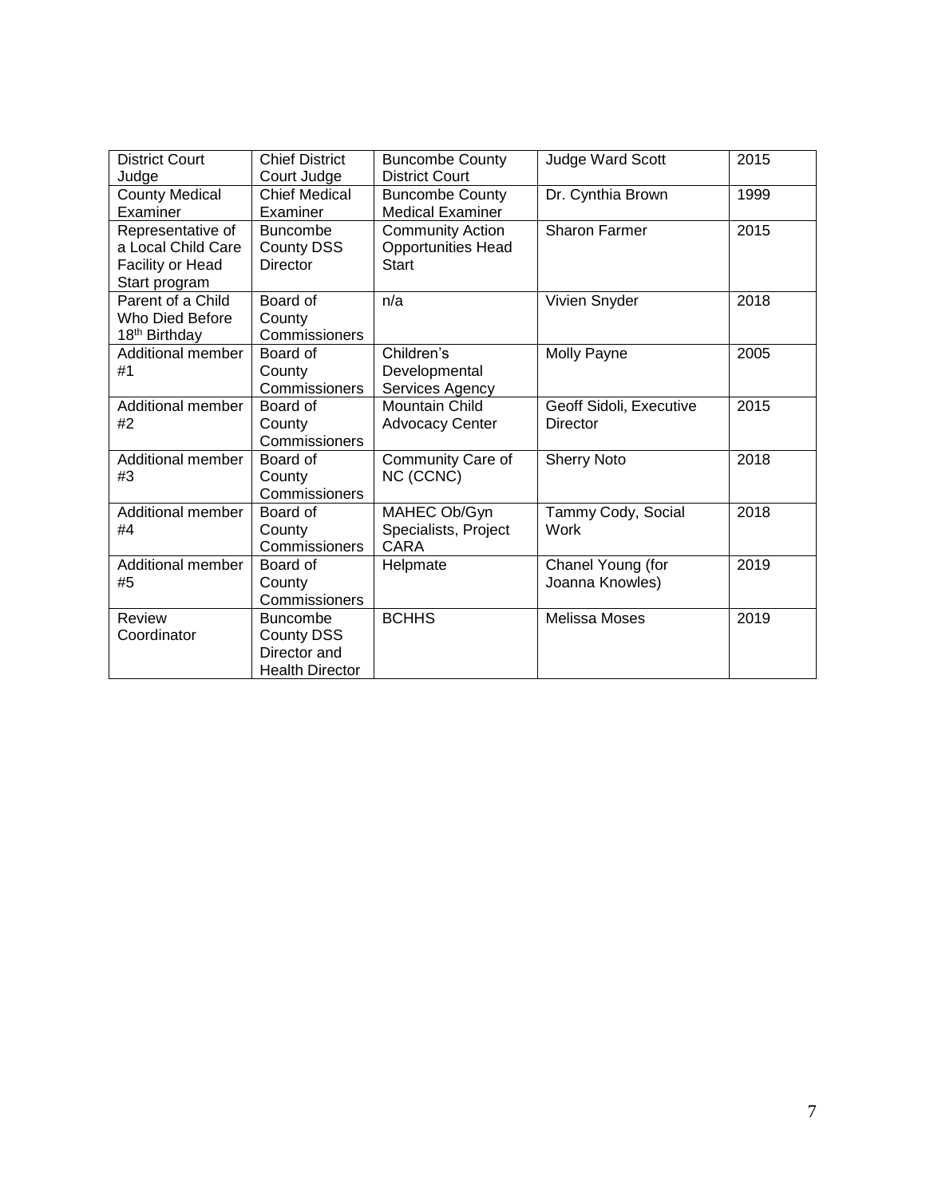| District Court Judge | Chief District Court Judge | Buncombe County District Court | Judge Ward Scott | 2015 |
|---|---|---|---|---|
| County Medical Examiner | Chief Medical Examiner | Buncombe County Medical Examiner | Dr. Cynthia Brown | 1999 |
| Representative of a Local Child Care Facility or Head Start program | Buncombe County DSS Director | Community Action Opportunities Head Start | Sharon Farmer | 2015 |
| Parent of a Child Who Died Before 18th Birthday | Board of County Commissioners | n/a | Vivien Snyder | 2018 |
| Additional member #1 | Board of County Commissioners | Children's Developmental Services Agency | Molly Payne | 2005 |
| Additional member #2 | Board of County Commissioners | Mountain Child Advocacy Center | Geoff Sidoli, Executive Director | 2015 |
| Additional member #3 | Board of County Commissioners | Community Care of NC (CCNC) | Sherry Noto | 2018 |
| Additional member #4 | Board of County Commissioners | MAHEC Ob/Gyn Specialists, Project CARA | Tammy Cody, Social Work | 2018 |
| Additional member #5 | Board of County Commissioners | Helpmate | Chanel Young (for Joanna Knowles) | 2019 |
| Review Coordinator | Buncombe County DSS Director and Health Director | BCHHS | Melissa Moses | 2019 |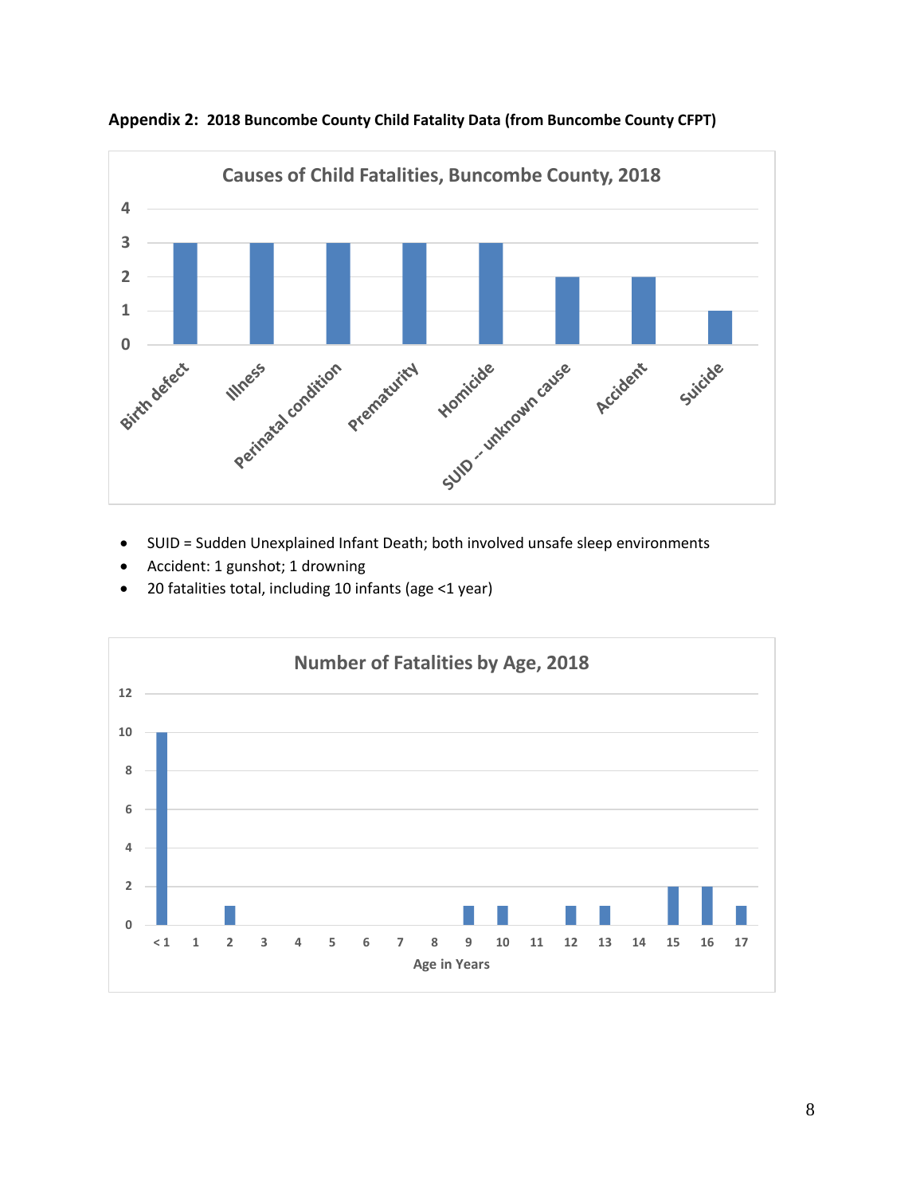**Appendix 2: 2018 Buncombe County Child Fatality Data (from Buncombe County CFPT)**

**Causes of Child Fatalities, Buncombe County, 2018**

| Cause | Number |
|---|---|
| Birth defect | 3 |
| Illness | 3 |
| Perinatal condition | 3 |
| Prematurity | 3 |
| Homicide | 3 |
| SUID -- unknown cause | 2 |
| Accident | 2 |
| Suicide | 1 |

- SUID = Sudden Unexplained Infant Death; both involved unsafe sleep environments
- Accident: 1 gunshot; 1 drowning
- 20 fatalities total, including 10 infants (age <1 year)

**Number of Fatalities by Age, 2018**

| Age in Years | Number |
|---|---|
| < 1 | 10 |
| 1 | 0 |
| 2 | 1 |
| 3 | 0 |
| 4 | 0 |
| 5 | 0 |
| 6 | 0 |
| 7 | 0 |
| 8 | 0 |
| 9 | 1 |
| 10 | 1 |
| 11 | 0 |
| 12 | 1 |
| 13 | 1 |
| 14 | 0 |
| 15 | 2 |
| 16 | 2 |
| 17 | 1 |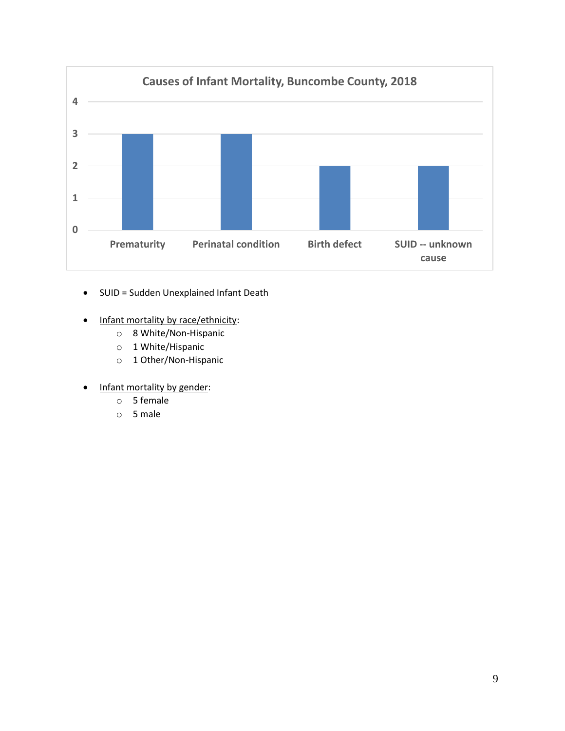Causes of Infant Mortality, Buncombe County, 2018

4
3
2
1
0

Prematurity
Perinatal condition
Birth defect
SUID -- unknown cause

- SUID = Sudden Unexplained Infant Death

- Infant mortality by race/ethnicity:
  - 8 White/Non-Hispanic
  - 1 White/Hispanic
  - 1 Other/Non-Hispanic

- Infant mortality by gender:
  - 5 female
  - 5 male